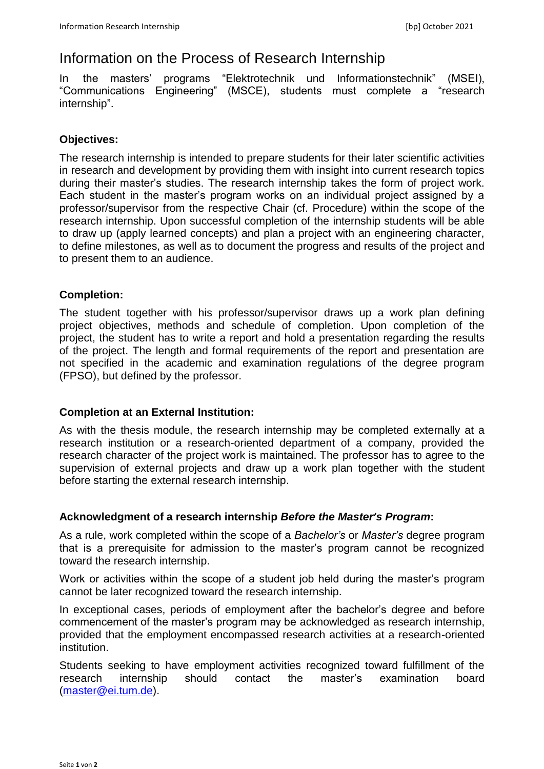# Information on the Process of Research Internship

In the masters' programs "Elektrotechnik und Informationstechnik" (MSEI), "Communications Engineering" (MSCE), students must complete a "research internship".

**Objectives:**

The research internship is intended to prepare students for their later scientific activities in research and development by providing them with insight into current research topics during their master's studies. The research internship takes the form of project work. Each student in the master's program works on an individual project assigned by a professor/supervisor from the respective Chair (cf. Procedure) within the scope of the research internship. Upon successful completion of the internship students will be able to draw up (apply learned concepts) and plan a project with an engineering character, to define milestones, as well as to document the progress and results of the project and to present them to an audience.

**Completion:**

The student together with his professor/supervisor draws up a work plan defining project objectives, methods and schedule of completion. Upon completion of the project, the student has to write a report and hold a presentation regarding the results of the project. The length and formal requirements of the report and presentation are not specified in the academic and examination regulations of the degree program (FPSO), but defined by the professor.

**Completion at an External Institution:**

As with the thesis module, the research internship may be completed externally at a research institution or a research-oriented department of a company, provided the research character of the project work is maintained. The professor has to agree to the supervision of external projects and draw up a work plan together with the student before starting the external research internship.

**Acknowledgment of a research internship *Before the Master's Program*:**

As a rule, work completed within the scope of a *Bachelor's* or *Master's* degree program that is a prerequisite for admission to the master's program cannot be recognized toward the research internship.

Work or activities within the scope of a student job held during the master's program cannot be later recognized toward the research internship.

In exceptional cases, periods of employment after the bachelor's degree and before commencement of the master's program may be acknowledged as research internship, provided that the employment encompassed research activities at a research-oriented institution.

Students seeking to have employment activities recognized toward fulfillment of the research internship should contact the master's examination board (master@ei.tum.de).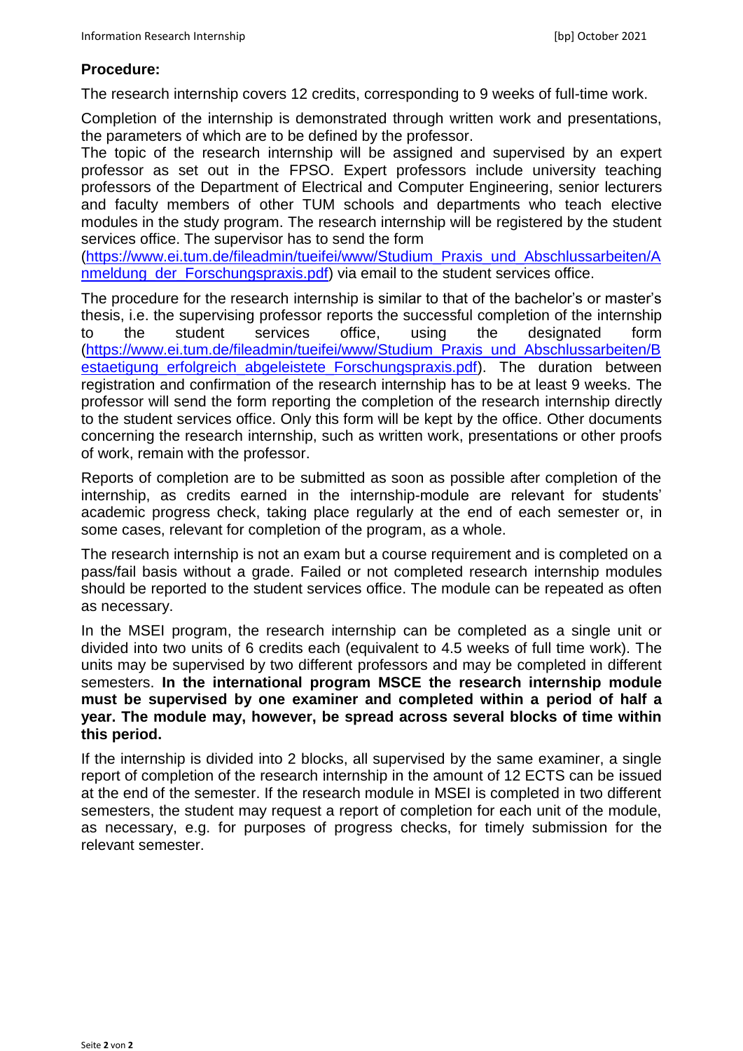**Procedure:**

The research internship covers 12 credits, corresponding to 9 weeks of full-time work.

Completion of the internship is demonstrated through written work and presentations, the parameters of which are to be defined by the professor.

The topic of the research internship will be assigned and supervised by an expert professor as set out in the FPSO. Expert professors include university teaching professors of the Department of Electrical and Computer Engineering, senior lecturers and faculty members of other TUM schools and departments who teach elective modules in the study program. The research internship will be registered by the student services office. The supervisor has to send the form (https://www.ei.tum.de/fileadmin/tueifei/www/Studium_Praxis_und_Abschlussarbeiten/Anmeldung_der_Forschungspraxis.pdf) via email to the student services office.

The procedure for the research internship is similar to that of the bachelor's or master's thesis, i.e. the supervising professor reports the successful completion of the internship to the student services office, using the designated form (https://www.ei.tum.de/fileadmin/tueifei/www/Studium_Praxis_und_Abschlussarbeiten/Bestaetigung_erfolgreich_abgeleistete_Forschungspraxis.pdf). The duration between registration and confirmation of the research internship has to be at least 9 weeks. The professor will send the form reporting the completion of the research internship directly to the student services office. Only this form will be kept by the office. Other documents concerning the research internship, such as written work, presentations or other proofs of work, remain with the professor.

Reports of completion are to be submitted as soon as possible after completion of the internship, as credits earned in the internship-module are relevant for students' academic progress check, taking place regularly at the end of each semester or, in some cases, relevant for completion of the program, as a whole.

The research internship is not an exam but a course requirement and is completed on a pass/fail basis without a grade. Failed or not completed research internship modules should be reported to the student services office. The module can be repeated as often as necessary.

In the MSEI program, the research internship can be completed as a single unit or divided into two units of 6 credits each (equivalent to 4.5 weeks of full time work). The units may be supervised by two different professors and may be completed in different semesters. **In the international program MSCE the research internship module must be supervised by one examiner and completed within a period of half a year. The module may, however, be spread across several blocks of time within this period.**

If the internship is divided into 2 blocks, all supervised by the same examiner, a single report of completion of the research internship in the amount of 12 ECTS can be issued at the end of the semester. If the research module in MSEI is completed in two different semesters, the student may request a report of completion for each unit of the module, as necessary, e.g. for purposes of progress checks, for timely submission for the relevant semester.